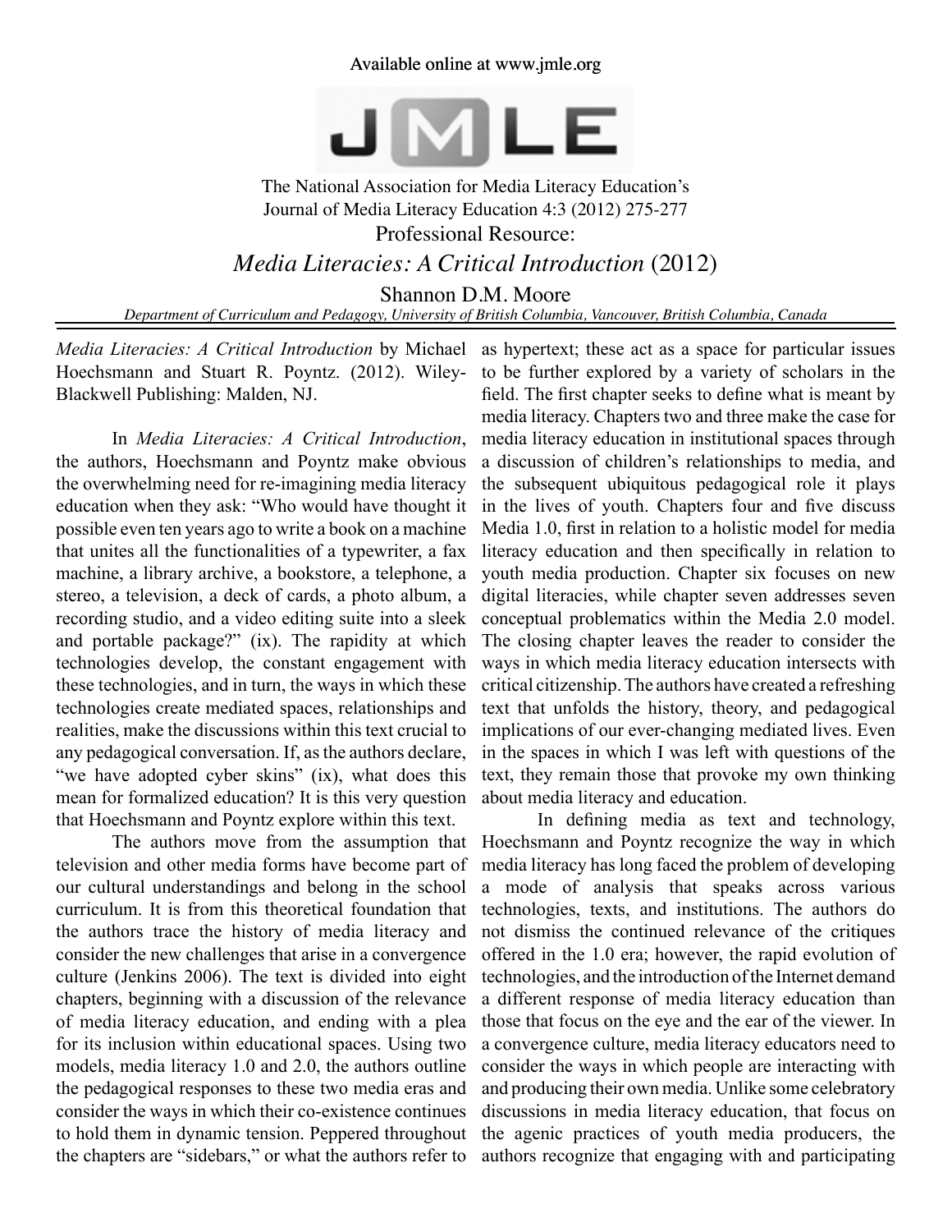The National Association for Media Literacy Education's
Journal of Media Literacy Education 4:3 (2012) 275-277

# Professional Resource: *Media Literacies: A Critical Introduction* (2012)

Shannon D.M. Moore

*Department of Curriculum and Pedagogy, University of British Columbia, Vancouver, British Columbia, Canada*

---

*Media Literacies: A Critical Introduction* by Michael Hoechsmann and Stuart R. Poyntz. (2012). Wiley-Blackwell Publishing: Malden, NJ.

In *Media Literacies: A Critical Introduction*, the authors, Hoechsmann and Poyntz make obvious the overwhelming need for re-imagining media literacy education when they ask: "Who would have thought it possible even ten years ago to write a book on a machine that unites all the functionalities of a typewriter, a fax machine, a library archive, a bookstore, a telephone, a stereo, a television, a deck of cards, a photo album, a recording studio, and a video editing suite into a sleek and portable package?" (ix). The rapidity at which technologies develop, the constant engagement with these technologies, and in turn, the ways in which these technologies create mediated spaces, relationships and realities, make the discussions within this text crucial to any pedagogical conversation. If, as the authors declare, "we have adopted cyber skins" (ix), what does this mean for formalized education? It is this very question that Hoechsmann and Poyntz explore within this text.

The authors move from the assumption that television and other media forms have become part of our cultural understandings and belong in the school curriculum. It is from this theoretical foundation that the authors trace the history of media literacy and consider the new challenges that arise in a convergence culture (Jenkins 2006). The text is divided into eight chapters, beginning with a discussion of the relevance of media literacy education, and ending with a plea for its inclusion within educational spaces. Using two models, media literacy 1.0 and 2.0, the authors outline the pedagogical responses to these two media eras and consider the ways in which their co-existence continues to hold them in dynamic tension. Peppered throughout the chapters are "sidebars," or what the authors refer to as hypertext; these act as a space for particular issues to be further explored by a variety of scholars in the field. The first chapter seeks to define what is meant by media literacy. Chapters two and three make the case for media literacy education in institutional spaces through a discussion of children's relationships to media, and the subsequent ubiquitous pedagogical role it plays in the lives of youth. Chapters four and five discuss Media 1.0, first in relation to a holistic model for media literacy education and then specifically in relation to youth media production. Chapter six focuses on new digital literacies, while chapter seven addresses seven conceptual problematics within the Media 2.0 model. The closing chapter leaves the reader to consider the ways in which media literacy education intersects with critical citizenship. The authors have created a refreshing text that unfolds the history, theory, and pedagogical implications of our ever-changing mediated lives. Even in the spaces in which I was left with questions of the text, they remain those that provoke my own thinking about media literacy and education.

In defining media as text and technology, Hoechsmann and Poyntz recognize the way in which media literacy has long faced the problem of developing a mode of analysis that speaks across various technologies, texts, and institutions. The authors do not dismiss the continued relevance of the critiques offered in the 1.0 era; however, the rapid evolution of technologies, and the introduction of the Internet demand a different response of media literacy education than those that focus on the eye and the ear of the viewer. In a convergence culture, media literacy educators need to consider the ways in which people are interacting with and producing their own media. Unlike some celebratory discussions in media literacy education, that focus on the agenic practices of youth media producers, the authors recognize that engaging with and participating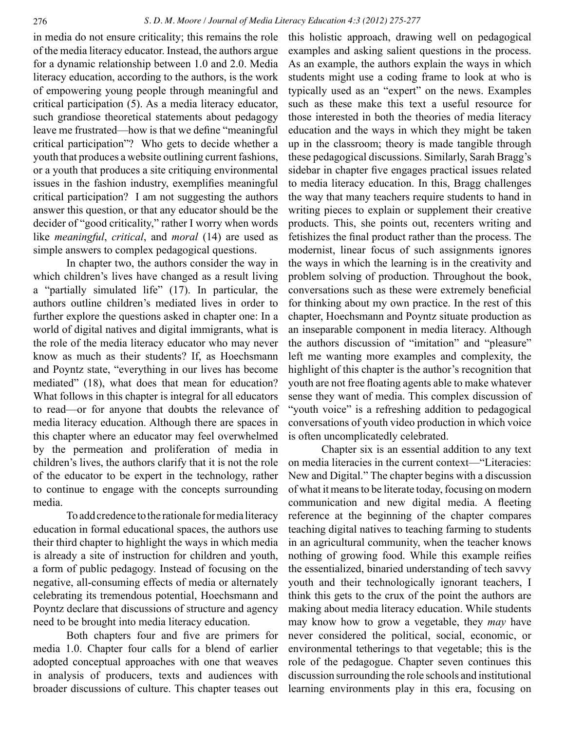in media do not ensure criticality; this remains the role of the media literacy educator. Instead, the authors argue for a dynamic relationship between 1.0 and 2.0. Media literacy education, according to the authors, is the work of empowering young people through meaningful and critical participation (5). As a media literacy educator, such grandiose theoretical statements about pedagogy leave me frustrated—how is that we define "meaningful critical participation"? Who gets to decide whether a youth that produces a website outlining current fashions, or a youth that produces a site critiquing environmental issues in the fashion industry, exemplifies meaningful critical participation? I am not suggesting the authors answer this question, or that any educator should be the decider of "good criticality," rather I worry when words like *meaningful*, *critical*, and *moral* (14) are used as simple answers to complex pedagogical questions.

In chapter two, the authors consider the way in which children's lives have changed as a result living a "partially simulated life" (17). In particular, the authors outline children's mediated lives in order to further explore the questions asked in chapter one: In a world of digital natives and digital immigrants, what is the role of the media literacy educator who may never know as much as their students? If, as Hoechsmann and Poyntz state, "everything in our lives has become mediated" (18), what does that mean for education? What follows in this chapter is integral for all educators to read—or for anyone that doubts the relevance of media literacy education. Although there are spaces in this chapter where an educator may feel overwhelmed by the permeation and proliferation of media in children's lives, the authors clarify that it is not the role of the educator to be expert in the technology, rather to continue to engage with the concepts surrounding media.

To add credence to the rationale for media literacy education in formal educational spaces, the authors use their third chapter to highlight the ways in which media is already a site of instruction for children and youth, a form of public pedagogy. Instead of focusing on the negative, all-consuming effects of media or alternately celebrating its tremendous potential, Hoechsmann and Poyntz declare that discussions of structure and agency need to be brought into media literacy education.

Both chapters four and five are primers for media 1.0. Chapter four calls for a blend of earlier adopted conceptual approaches with one that weaves in analysis of producers, texts and audiences with broader discussions of culture. This chapter teases out this holistic approach, drawing well on pedagogical examples and asking salient questions in the process. As an example, the authors explain the ways in which students might use a coding frame to look at who is typically used as an "expert" on the news. Examples such as these make this text a useful resource for those interested in both the theories of media literacy education and the ways in which they might be taken up in the classroom; theory is made tangible through these pedagogical discussions. Similarly, Sarah Bragg's sidebar in chapter five engages practical issues related to media literacy education. In this, Bragg challenges the way that many teachers require students to hand in writing pieces to explain or supplement their creative products. This, she points out, recenters writing and fetishizes the final product rather than the process. The modernist, linear focus of such assignments ignores the ways in which the learning is in the creativity and problem solving of production. Throughout the book, conversations such as these were extremely beneficial for thinking about my own practice. In the rest of this chapter, Hoechsmann and Poyntz situate production as an inseparable component in media literacy. Although the authors discussion of "imitation" and "pleasure" left me wanting more examples and complexity, the highlight of this chapter is the author's recognition that youth are not free floating agents able to make whatever sense they want of media. This complex discussion of "youth voice" is a refreshing addition to pedagogical conversations of youth video production in which voice is often uncomplicatedly celebrated.

Chapter six is an essential addition to any text on media literacies in the current context—"Literacies: New and Digital." The chapter begins with a discussion of what it means to be literate today, focusing on modern communication and new digital media. A fleeting reference at the beginning of the chapter compares teaching digital natives to teaching farming to students in an agricultural community, when the teacher knows nothing of growing food. While this example reifies the essentialized, binaried understanding of tech savvy youth and their technologically ignorant teachers, I think this gets to the crux of the point the authors are making about media literacy education. While students may know how to grow a vegetable, they *may* have never considered the political, social, economic, or environmental tetherings to that vegetable; this is the role of the pedagogue. Chapter seven continues this discussion surrounding the role schools and institutional learning environments play in this era, focusing on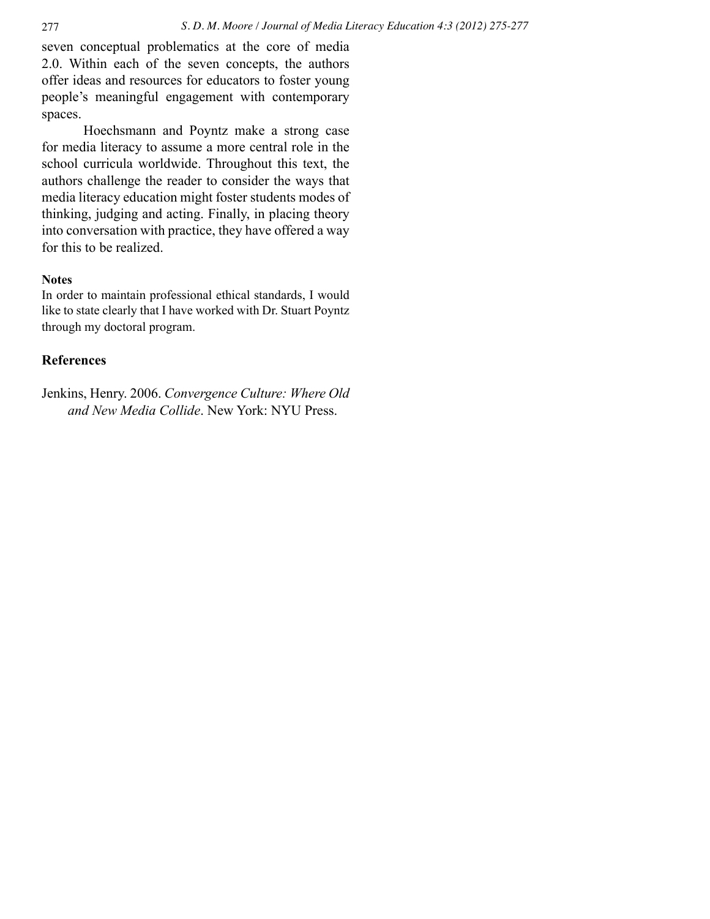seven conceptual problematics at the core of media 2.0. Within each of the seven concepts, the authors offer ideas and resources for educators to foster young people's meaningful engagement with contemporary spaces.

Hoechsmann and Poyntz make a strong case for media literacy to assume a more central role in the school curricula worldwide. Throughout this text, the authors challenge the reader to consider the ways that media literacy education might foster students modes of thinking, judging and acting. Finally, in placing theory into conversation with practice, they have offered a way for this to be realized.

**Notes**

In order to maintain professional ethical standards, I would like to state clearly that I have worked with Dr. Stuart Poyntz through my doctoral program.

## References

Jenkins, Henry. 2006. *Convergence Culture: Where Old and New Media Collide*. New York: NYU Press.